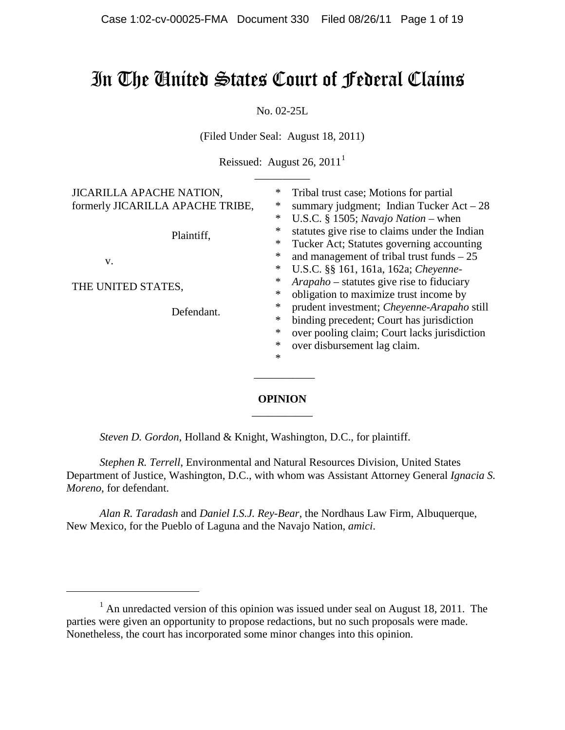# In The United States Court of Federal Claims

No. 02-25L

(Filed Under Seal: August 18, 2011)

Reissued: August 26, 2011[1]

| | | |
|---|---|---|
| JICARILLA APACHE NATION, formerly JICARILLA APACHE TRIBE,<br><br>Plaintiff,<br><br>v.<br><br>THE UNITED STATES,<br><br>Defendant. | * * * * * * * * * * * * * * | Tribal trust case; Motions for partial summary judgment; Indian Tucker Act – 28 U.S.C. § 1505; *Navajo Nation* – when statutes give rise to claims under the Indian Tucker Act; Statutes governing accounting and management of tribal trust funds – 25 U.S.C. §§ 161, 161a, 162a; *Cheyenne-Arapaho* – statutes give rise to fiduciary obligation to maximize trust income by prudent investment; *Cheyenne-Arapaho* still binding precedent; Court has jurisdiction over pooling claim; Court lacks jurisdiction over disbursement lag claim. |

## OPINION

*Steven D. Gordon*, Holland & Knight, Washington, D.C., for plaintiff.

*Stephen R. Terrell*, Environmental and Natural Resources Division, United States Department of Justice, Washington, D.C., with whom was Assistant Attorney General *Ignacia S. Moreno*, for defendant.

*Alan R. Taradash* and *Daniel I.S.J. Rey-Bear*, the Nordhaus Law Firm, Albuquerque, New Mexico, for the Pueblo of Laguna and the Navajo Nation, *amici*.

---

[1] An unredacted version of this opinion was issued under seal on August 18, 2011. The parties were given an opportunity to propose redactions, but no such proposals were made. Nonetheless, the court has incorporated some minor changes into this opinion.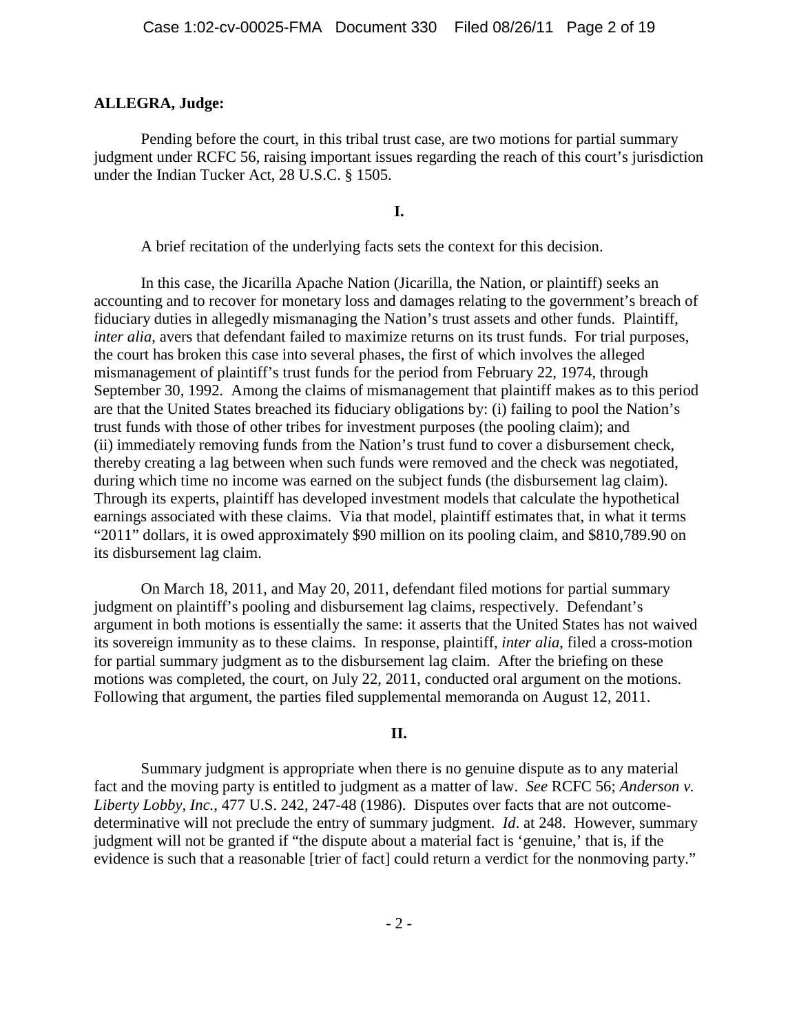**ALLEGRA, Judge:**

Pending before the court, in this tribal trust case, are two motions for partial summary judgment under RCFC 56, raising important issues regarding the reach of this court's jurisdiction under the Indian Tucker Act, 28 U.S.C. § 1505.

**I.**

A brief recitation of the underlying facts sets the context for this decision.

In this case, the Jicarilla Apache Nation (Jicarilla, the Nation, or plaintiff) seeks an accounting and to recover for monetary loss and damages relating to the government's breach of fiduciary duties in allegedly mismanaging the Nation's trust assets and other funds. Plaintiff, *inter alia*, avers that defendant failed to maximize returns on its trust funds. For trial purposes, the court has broken this case into several phases, the first of which involves the alleged mismanagement of plaintiff's trust funds for the period from February 22, 1974, through September 30, 1992. Among the claims of mismanagement that plaintiff makes as to this period are that the United States breached its fiduciary obligations by: (i) failing to pool the Nation's trust funds with those of other tribes for investment purposes (the pooling claim); and (ii) immediately removing funds from the Nation's trust fund to cover a disbursement check, thereby creating a lag between when such funds were removed and the check was negotiated, during which time no income was earned on the subject funds (the disbursement lag claim). Through its experts, plaintiff has developed investment models that calculate the hypothetical earnings associated with these claims. Via that model, plaintiff estimates that, in what it terms "2011" dollars, it is owed approximately $90 million on its pooling claim, and $810,789.90 on its disbursement lag claim.

On March 18, 2011, and May 20, 2011, defendant filed motions for partial summary judgment on plaintiff's pooling and disbursement lag claims, respectively. Defendant's argument in both motions is essentially the same: it asserts that the United States has not waived its sovereign immunity as to these claims. In response, plaintiff, *inter alia*, filed a cross-motion for partial summary judgment as to the disbursement lag claim. After the briefing on these motions was completed, the court, on July 22, 2011, conducted oral argument on the motions. Following that argument, the parties filed supplemental memoranda on August 12, 2011.

**II.**

Summary judgment is appropriate when there is no genuine dispute as to any material fact and the moving party is entitled to judgment as a matter of law. *See* RCFC 56; *Anderson v. Liberty Lobby, Inc.*, 477 U.S. 242, 247-48 (1986). Disputes over facts that are not outcome-determinative will not preclude the entry of summary judgment. *Id*. at 248. However, summary judgment will not be granted if "the dispute about a material fact is 'genuine,' that is, if the evidence is such that a reasonable [trier of fact] could return a verdict for the nonmoving party."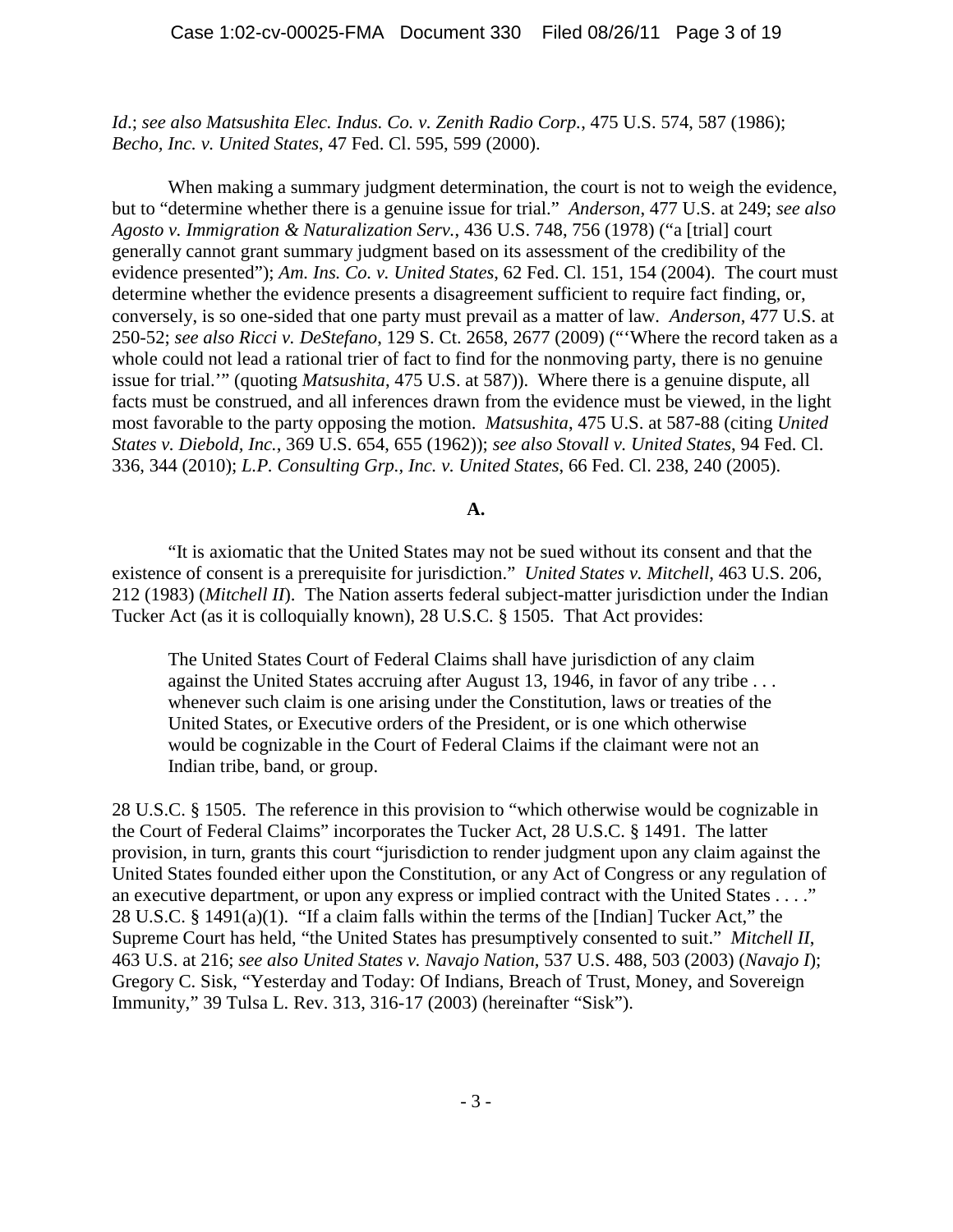*Id*.; *see also Matsushita Elec. Indus. Co. v. Zenith Radio Corp.*, 475 U.S. 574, 587 (1986); *Becho, Inc. v. United States*, 47 Fed. Cl. 595, 599 (2000).

When making a summary judgment determination, the court is not to weigh the evidence, but to "determine whether there is a genuine issue for trial." *Anderson*, 477 U.S. at 249; *see also Agosto v. Immigration & Naturalization Serv.*, 436 U.S. 748, 756 (1978) ("a [trial] court generally cannot grant summary judgment based on its assessment of the credibility of the evidence presented"); *Am. Ins. Co. v. United States*, 62 Fed. Cl. 151, 154 (2004). The court must determine whether the evidence presents a disagreement sufficient to require fact finding, or, conversely, is so one-sided that one party must prevail as a matter of law. *Anderson*, 477 U.S. at 250-52; *see also Ricci v. DeStefano*, 129 S. Ct. 2658, 2677 (2009) ("'Where the record taken as a whole could not lead a rational trier of fact to find for the nonmoving party, there is no genuine issue for trial.'" (quoting *Matsushita*, 475 U.S. at 587)). Where there is a genuine dispute, all facts must be construed, and all inferences drawn from the evidence must be viewed, in the light most favorable to the party opposing the motion. *Matsushita*, 475 U.S. at 587-88 (citing *United States v. Diebold, Inc.*, 369 U.S. 654, 655 (1962)); *see also Stovall v. United States*, 94 Fed. Cl. 336, 344 (2010); *L.P. Consulting Grp., Inc. v. United States*, 66 Fed. Cl. 238, 240 (2005).

**A.**

"It is axiomatic that the United States may not be sued without its consent and that the existence of consent is a prerequisite for jurisdiction." *United States v. Mitchell*, 463 U.S. 206, 212 (1983) (*Mitchell II*). The Nation asserts federal subject-matter jurisdiction under the Indian Tucker Act (as it is colloquially known), 28 U.S.C. § 1505. That Act provides:

> The United States Court of Federal Claims shall have jurisdiction of any claim against the United States accruing after August 13, 1946, in favor of any tribe . . . whenever such claim is one arising under the Constitution, laws or treaties of the United States, or Executive orders of the President, or is one which otherwise would be cognizable in the Court of Federal Claims if the claimant were not an Indian tribe, band, or group.

28 U.S.C. § 1505. The reference in this provision to "which otherwise would be cognizable in the Court of Federal Claims" incorporates the Tucker Act, 28 U.S.C. § 1491. The latter provision, in turn, grants this court "jurisdiction to render judgment upon any claim against the United States founded either upon the Constitution, or any Act of Congress or any regulation of an executive department, or upon any express or implied contract with the United States . . . ." 28 U.S.C. § 1491(a)(1). "If a claim falls within the terms of the [Indian] Tucker Act," the Supreme Court has held, "the United States has presumptively consented to suit." *Mitchell II*, 463 U.S. at 216; *see also United States v. Navajo Nation*, 537 U.S. 488, 503 (2003) (*Navajo I*); Gregory C. Sisk, "Yesterday and Today: Of Indians, Breach of Trust, Money, and Sovereign Immunity," 39 Tulsa L. Rev. 313, 316-17 (2003) (hereinafter "Sisk").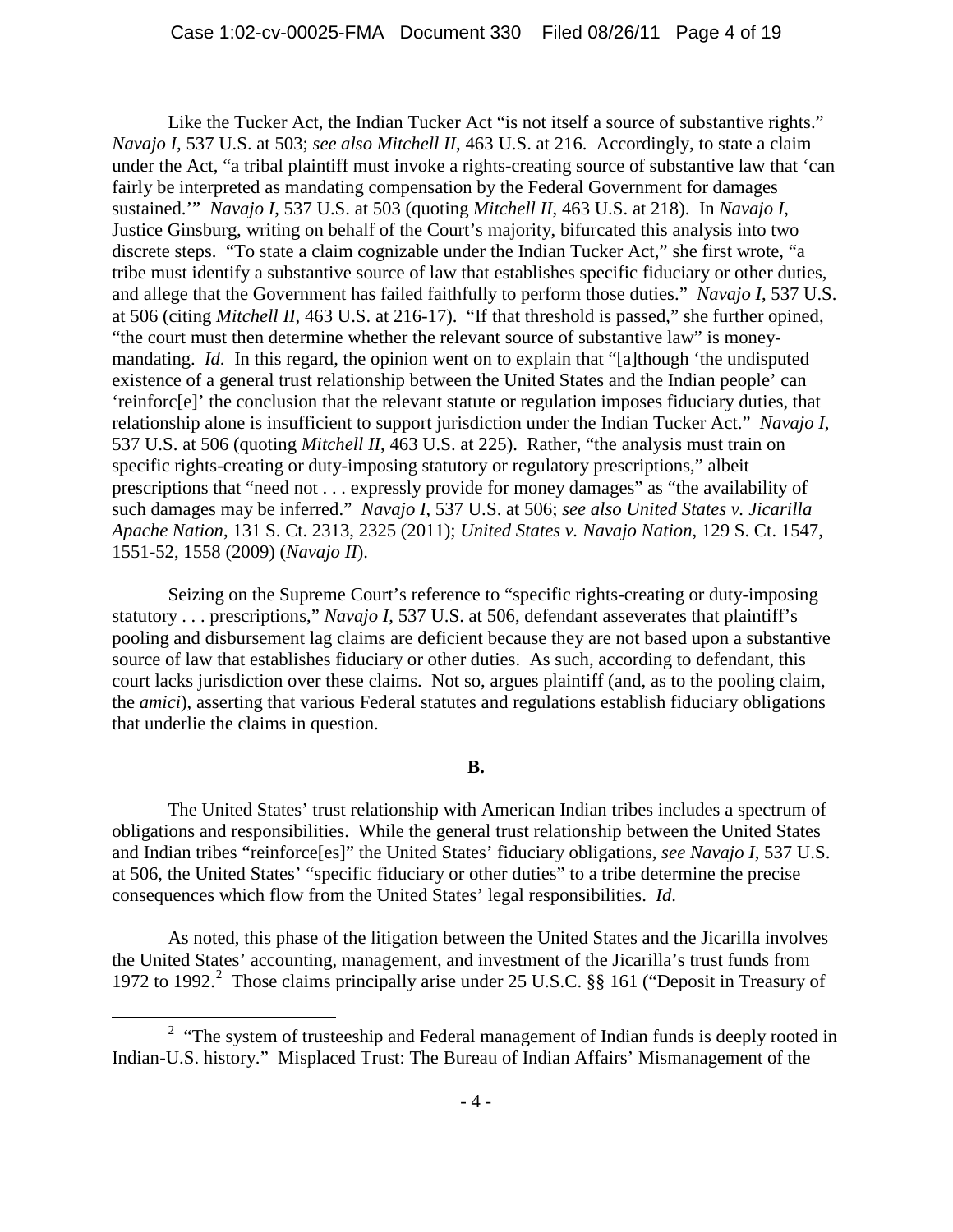Like the Tucker Act, the Indian Tucker Act "is not itself a source of substantive rights." *Navajo I*, 537 U.S. at 503; *see also Mitchell II*, 463 U.S. at 216. Accordingly, to state a claim under the Act, "a tribal plaintiff must invoke a rights-creating source of substantive law that 'can fairly be interpreted as mandating compensation by the Federal Government for damages sustained.'" *Navajo I*, 537 U.S. at 503 (quoting *Mitchell II*, 463 U.S. at 218). In *Navajo I*, Justice Ginsburg, writing on behalf of the Court's majority, bifurcated this analysis into two discrete steps. "To state a claim cognizable under the Indian Tucker Act," she first wrote, "a tribe must identify a substantive source of law that establishes specific fiduciary or other duties, and allege that the Government has failed faithfully to perform those duties." *Navajo I*, 537 U.S. at 506 (citing *Mitchell II*, 463 U.S. at 216-17). "If that threshold is passed," she further opined, "the court must then determine whether the relevant source of substantive law" is money-mandating. *Id.* In this regard, the opinion went on to explain that "[a]though 'the undisputed existence of a general trust relationship between the United States and the Indian people' can 'reinforc[e]' the conclusion that the relevant statute or regulation imposes fiduciary duties, that relationship alone is insufficient to support jurisdiction under the Indian Tucker Act." *Navajo I*, 537 U.S. at 506 (quoting *Mitchell II*, 463 U.S. at 225). Rather, "the analysis must train on specific rights-creating or duty-imposing statutory or regulatory prescriptions," albeit prescriptions that "need not . . . expressly provide for money damages" as "the availability of such damages may be inferred." *Navajo I*, 537 U.S. at 506; *see also United States v. Jicarilla Apache Nation*, 131 S. Ct. 2313, 2325 (2011); *United States v. Navajo Nation*, 129 S. Ct. 1547, 1551-52, 1558 (2009) (*Navajo II*).

Seizing on the Supreme Court's reference to "specific rights-creating or duty-imposing statutory . . . prescriptions," *Navajo I*, 537 U.S. at 506, defendant asseverates that plaintiff's pooling and disbursement lag claims are deficient because they are not based upon a substantive source of law that establishes fiduciary or other duties. As such, according to defendant, this court lacks jurisdiction over these claims. Not so, argues plaintiff (and, as to the pooling claim, the *amici*), asserting that various Federal statutes and regulations establish fiduciary obligations that underlie the claims in question.

**B.**

The United States' trust relationship with American Indian tribes includes a spectrum of obligations and responsibilities. While the general trust relationship between the United States and Indian tribes "reinforce[es]" the United States' fiduciary obligations, *see Navajo I*, 537 U.S. at 506, the United States' "specific fiduciary or other duties" to a tribe determine the precise consequences which flow from the United States' legal responsibilities. *Id.*

As noted, this phase of the litigation between the United States and the Jicarilla involves the United States' accounting, management, and investment of the Jicarilla's trust funds from 1972 to 1992.[2] Those claims principally arise under 25 U.S.C. §§ 161 ("Deposit in Treasury of

[2] "The system of trusteeship and Federal management of Indian funds is deeply rooted in Indian-U.S. history." Misplaced Trust: The Bureau of Indian Affairs' Mismanagement of the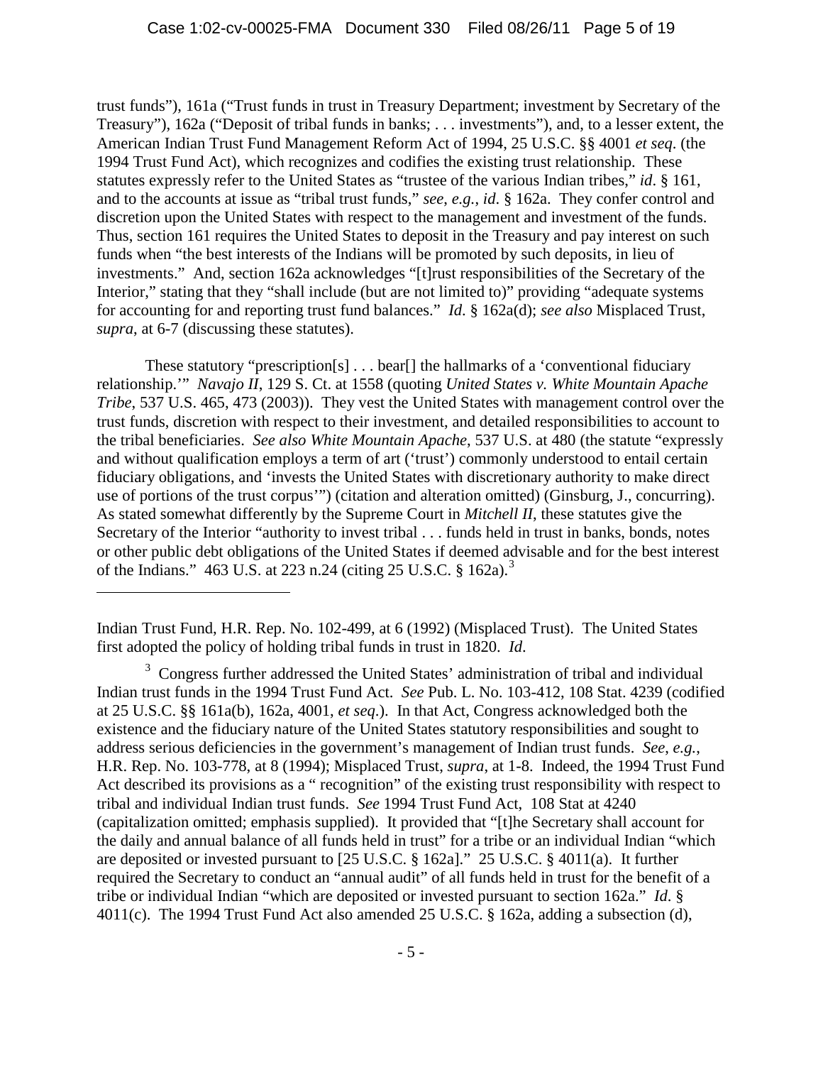trust funds"), 161a ("Trust funds in trust in Treasury Department; investment by Secretary of the Treasury"), 162a ("Deposit of tribal funds in banks; . . . investments"), and, to a lesser extent, the American Indian Trust Fund Management Reform Act of 1994, 25 U.S.C. §§ 4001 *et seq.* (the 1994 Trust Fund Act), which recognizes and codifies the existing trust relationship. These statutes expressly refer to the United States as "trustee of the various Indian tribes," *id*. § 161, and to the accounts at issue as "tribal trust funds," *see*, *e.g.*, *id*. § 162a. They confer control and discretion upon the United States with respect to the management and investment of the funds. Thus, section 161 requires the United States to deposit in the Treasury and pay interest on such funds when "the best interests of the Indians will be promoted by such deposits, in lieu of investments." And, section 162a acknowledges "[t]rust responsibilities of the Secretary of the Interior," stating that they "shall include (but are not limited to)" providing "adequate systems for accounting for and reporting trust fund balances." *Id*. § 162a(d); *see also* Misplaced Trust, *supra*, at 6-7 (discussing these statutes).

These statutory "prescription[s] . . . bear[] the hallmarks of a 'conventional fiduciary relationship.'" *Navajo II*, 129 S. Ct. at 1558 (quoting *United States v. White Mountain Apache Tribe*, 537 U.S. 465, 473 (2003)). They vest the United States with management control over the trust funds, discretion with respect to their investment, and detailed responsibilities to account to the tribal beneficiaries. *See also White Mountain Apache*, 537 U.S. at 480 (the statute "expressly and without qualification employs a term of art ('trust') commonly understood to entail certain fiduciary obligations, and 'invests the United States with discretionary authority to make direct use of portions of the trust corpus'") (citation and alteration omitted) (Ginsburg, J., concurring). As stated somewhat differently by the Supreme Court in *Mitchell II*, these statutes give the Secretary of the Interior "authority to invest tribal . . . funds held in trust in banks, bonds, notes or other public debt obligations of the United States if deemed advisable and for the best interest of the Indians." 463 U.S. at 223 n.24 (citing 25 U.S.C. § 162a).[3]

---

Indian Trust Fund, H.R. Rep. No. 102-499, at 6 (1992) (Misplaced Trust). The United States first adopted the policy of holding tribal funds in trust in 1820. *Id.*

[3] Congress further addressed the United States' administration of tribal and individual Indian trust funds in the 1994 Trust Fund Act. *See* Pub. L. No. 103-412, 108 Stat. 4239 (codified at 25 U.S.C. §§ 161a(b), 162a, 4001, *et seq.*). In that Act, Congress acknowledged both the existence and the fiduciary nature of the United States statutory responsibilities and sought to address serious deficiencies in the government's management of Indian trust funds. *See*, *e.g.*, H.R. Rep. No. 103-778, at 8 (1994); Misplaced Trust, *supra*, at 1-8. Indeed, the 1994 Trust Fund Act described its provisions as a " recognition" of the existing trust responsibility with respect to tribal and individual Indian trust funds. *See* 1994 Trust Fund Act, 108 Stat at 4240 (capitalization omitted; emphasis supplied). It provided that "[t]he Secretary shall account for the daily and annual balance of all funds held in trust" for a tribe or an individual Indian "which are deposited or invested pursuant to [25 U.S.C. § 162a]." 25 U.S.C. § 4011(a). It further required the Secretary to conduct an "annual audit" of all funds held in trust for the benefit of a tribe or individual Indian "which are deposited or invested pursuant to section 162a." *Id*. § 4011(c). The 1994 Trust Fund Act also amended 25 U.S.C. § 162a, adding a subsection (d),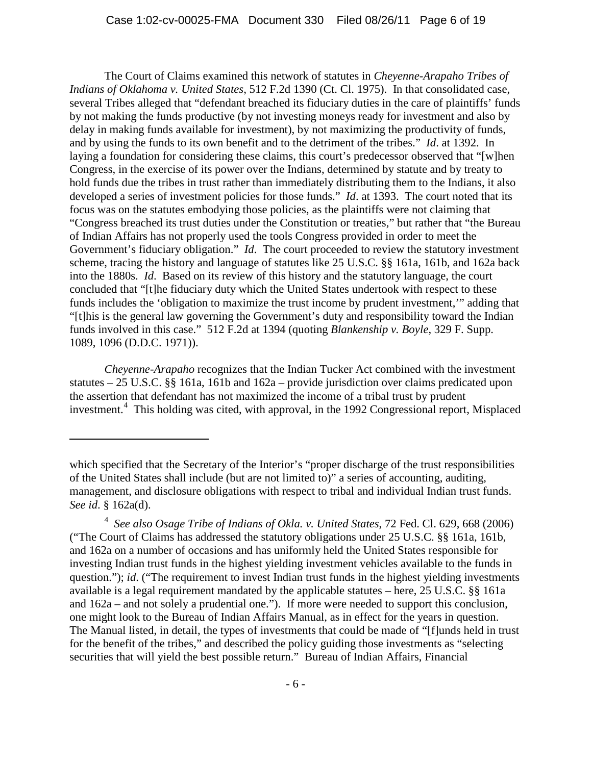The Court of Claims examined this network of statutes in *Cheyenne-Arapaho Tribes of Indians of Oklahoma v. United States*, 512 F.2d 1390 (Ct. Cl. 1975). In that consolidated case, several Tribes alleged that "defendant breached its fiduciary duties in the care of plaintiffs' funds by not making the funds productive (by not investing moneys ready for investment and also by delay in making funds available for investment), by not maximizing the productivity of funds, and by using the funds to its own benefit and to the detriment of the tribes." *Id*. at 1392. In laying a foundation for considering these claims, this court's predecessor observed that "[w]hen Congress, in the exercise of its power over the Indians, determined by statute and by treaty to hold funds due the tribes in trust rather than immediately distributing them to the Indians, it also developed a series of investment policies for those funds." *Id*. at 1393. The court noted that its focus was on the statutes embodying those policies, as the plaintiffs were not claiming that "Congress breached its trust duties under the Constitution or treaties," but rather that "the Bureau of Indian Affairs has not properly used the tools Congress provided in order to meet the Government's fiduciary obligation." *Id*. The court proceeded to review the statutory investment scheme, tracing the history and language of statutes like 25 U.S.C. §§ 161a, 161b, and 162a back into the 1880s. *Id*. Based on its review of this history and the statutory language, the court concluded that "[t]he fiduciary duty which the United States undertook with respect to these funds includes the 'obligation to maximize the trust income by prudent investment,'" adding that "[t]his is the general law governing the Government's duty and responsibility toward the Indian funds involved in this case." 512 F.2d at 1394 (quoting *Blankenship v. Boyle*, 329 F. Supp. 1089, 1096 (D.D.C. 1971)).

*Cheyenne-Arapaho* recognizes that the Indian Tucker Act combined with the investment statutes – 25 U.S.C. §§ 161a, 161b and 162a – provide jurisdiction over claims predicated upon the assertion that defendant has not maximized the income of a tribal trust by prudent investment.[4] This holding was cited, with approval, in the 1992 Congressional report, Misplaced

---

which specified that the Secretary of the Interior's "proper discharge of the trust responsibilities of the United States shall include (but are not limited to)" a series of accounting, auditing, management, and disclosure obligations with respect to tribal and individual Indian trust funds. *See id*. § 162a(d).

[4] *See also Osage Tribe of Indians of Okla. v. United States*, 72 Fed. Cl. 629, 668 (2006) ("The Court of Claims has addressed the statutory obligations under 25 U.S.C. §§ 161a, 161b, and 162a on a number of occasions and has uniformly held the United States responsible for investing Indian trust funds in the highest yielding investment vehicles available to the funds in question."); *id*. ("The requirement to invest Indian trust funds in the highest yielding investments available is a legal requirement mandated by the applicable statutes – here, 25 U.S.C. §§ 161a and 162a – and not solely a prudential one."). If more were needed to support this conclusion, one might look to the Bureau of Indian Affairs Manual, as in effect for the years in question. The Manual listed, in detail, the types of investments that could be made of "[f]unds held in trust for the benefit of the tribes," and described the policy guiding those investments as "selecting securities that will yield the best possible return." Bureau of Indian Affairs, Financial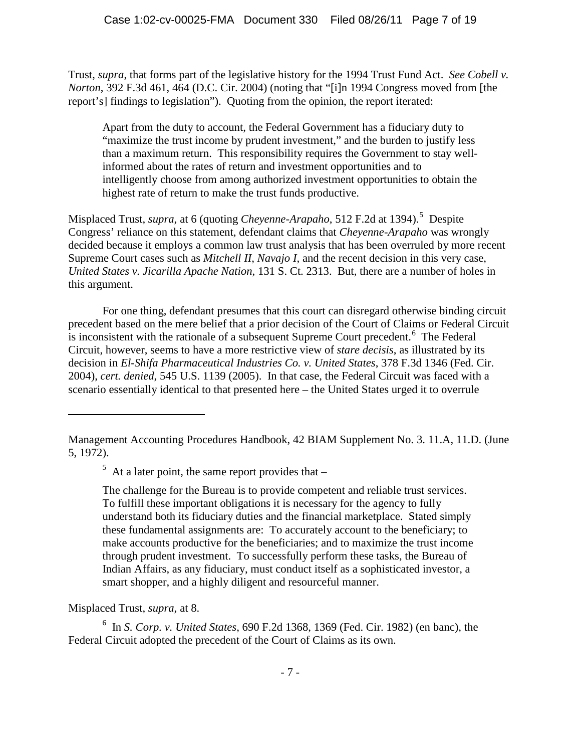Trust, *supra*, that forms part of the legislative history for the 1994 Trust Fund Act. *See Cobell v. Norton*, 392 F.3d 461, 464 (D.C. Cir. 2004) (noting that "[i]n 1994 Congress moved from [the report's] findings to legislation"). Quoting from the opinion, the report iterated:

> Apart from the duty to account, the Federal Government has a fiduciary duty to "maximize the trust income by prudent investment," and the burden to justify less than a maximum return. This responsibility requires the Government to stay well-informed about the rates of return and investment opportunities and to intelligently choose from among authorized investment opportunities to obtain the highest rate of return to make the trust funds productive.

Misplaced Trust, *supra*, at 6 (quoting *Cheyenne-Arapaho*, 512 F.2d at 1394).[5] Despite Congress' reliance on this statement, defendant claims that *Cheyenne-Arapaho* was wrongly decided because it employs a common law trust analysis that has been overruled by more recent Supreme Court cases such as *Mitchell II*, *Navajo I*, and the recent decision in this very case, *United States v. Jicarilla Apache Nation*, 131 S. Ct. 2313. But, there are a number of holes in this argument.

For one thing, defendant presumes that this court can disregard otherwise binding circuit precedent based on the mere belief that a prior decision of the Court of Claims or Federal Circuit is inconsistent with the rationale of a subsequent Supreme Court precedent.[6] The Federal Circuit, however, seems to have a more restrictive view of *stare decisis*, as illustrated by its decision in *El-Shifa Pharmaceutical Industries Co. v. United States*, 378 F.3d 1346 (Fed. Cir. 2004), *cert. denied*, 545 U.S. 1139 (2005). In that case, the Federal Circuit was faced with a scenario essentially identical to that presented here – the United States urged it to overrule

---

Management Accounting Procedures Handbook, 42 BIAM Supplement No. 3. 11.A, 11.D. (June 5, 1972).

[5] At a later point, the same report provides that –

> The challenge for the Bureau is to provide competent and reliable trust services. To fulfill these important obligations it is necessary for the agency to fully understand both its fiduciary duties and the financial marketplace. Stated simply these fundamental assignments are: To accurately account to the beneficiary; to make accounts productive for the beneficiaries; and to maximize the trust income through prudent investment. To successfully perform these tasks, the Bureau of Indian Affairs, as any fiduciary, must conduct itself as a sophisticated investor, a smart shopper, and a highly diligent and resourceful manner.

Misplaced Trust, *supra*, at 8.

[6] In *S. Corp. v. United States*, 690 F.2d 1368, 1369 (Fed. Cir. 1982) (en banc), the Federal Circuit adopted the precedent of the Court of Claims as its own.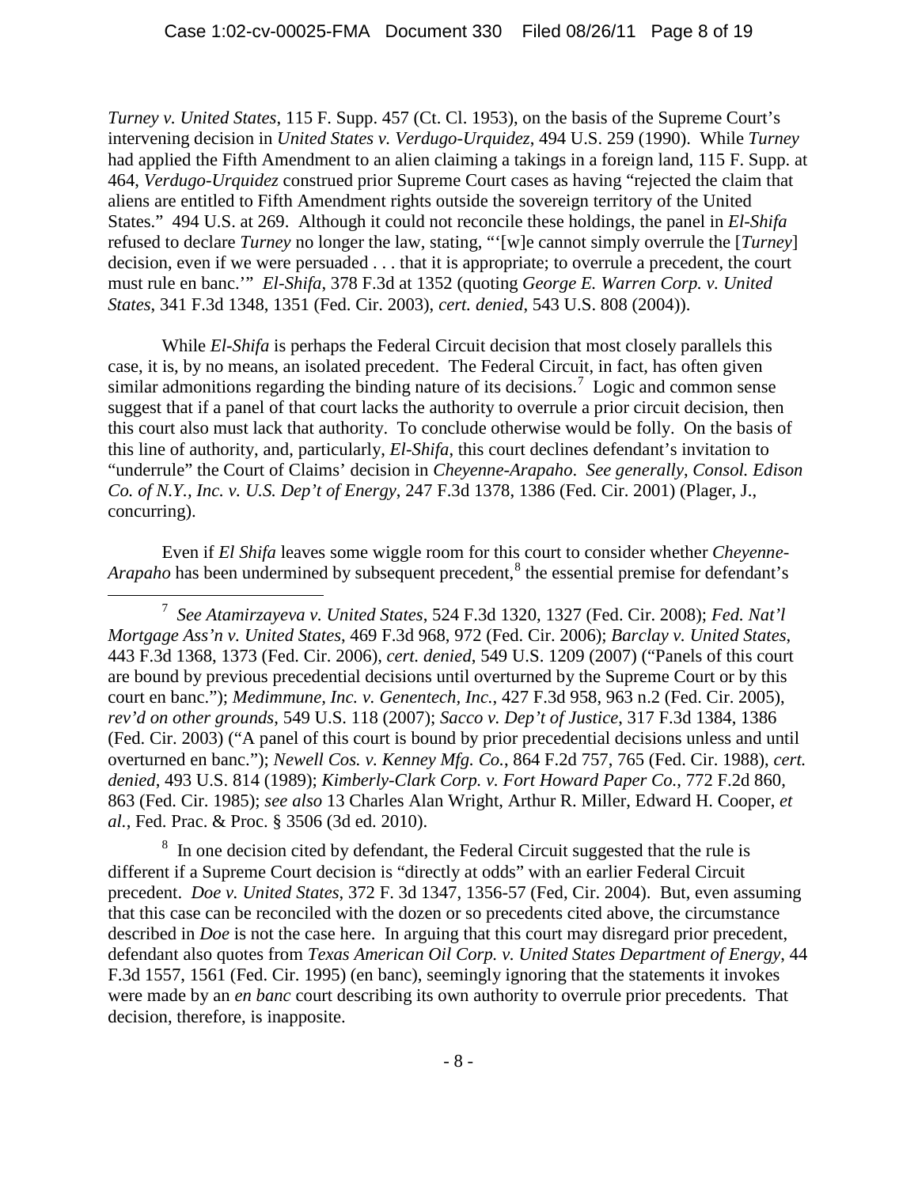*Turney v. United States*, 115 F. Supp. 457 (Ct. Cl. 1953), on the basis of the Supreme Court's intervening decision in *United States v. Verdugo-Urquidez*, 494 U.S. 259 (1990). While *Turney* had applied the Fifth Amendment to an alien claiming a takings in a foreign land, 115 F. Supp. at 464, *Verdugo-Urquidez* construed prior Supreme Court cases as having "rejected the claim that aliens are entitled to Fifth Amendment rights outside the sovereign territory of the United States." 494 U.S. at 269. Although it could not reconcile these holdings, the panel in *El-Shifa* refused to declare *Turney* no longer the law, stating, "'[w]e cannot simply overrule the [*Turney*] decision, even if we were persuaded . . . that it is appropriate; to overrule a precedent, the court must rule en banc.'" *El-Shifa*, 378 F.3d at 1352 (quoting *George E. Warren Corp. v. United States*, 341 F.3d 1348, 1351 (Fed. Cir. 2003), *cert. denied*, 543 U.S. 808 (2004)).

While *El-Shifa* is perhaps the Federal Circuit decision that most closely parallels this case, it is, by no means, an isolated precedent. The Federal Circuit, in fact, has often given similar admonitions regarding the binding nature of its decisions.[7] Logic and common sense suggest that if a panel of that court lacks the authority to overrule a prior circuit decision, then this court also must lack that authority. To conclude otherwise would be folly. On the basis of this line of authority, and, particularly, *El-Shifa*, this court declines defendant's invitation to "underrule" the Court of Claims' decision in *Cheyenne-Arapaho*. *See generally*, *Consol. Edison Co. of N.Y., Inc. v. U.S. Dep't of Energy*, 247 F.3d 1378, 1386 (Fed. Cir. 2001) (Plager, J., concurring).

Even if *El Shifa* leaves some wiggle room for this court to consider whether *Cheyenne-Arapaho* has been undermined by subsequent precedent,[8] the essential premise for defendant's

---

[7] *See Atamirzayeva v. United States*, 524 F.3d 1320, 1327 (Fed. Cir. 2008); *Fed. Nat'l Mortgage Ass'n v. United States*, 469 F.3d 968, 972 (Fed. Cir. 2006); *Barclay v. United States*, 443 F.3d 1368, 1373 (Fed. Cir. 2006), *cert. denied*, 549 U.S. 1209 (2007) ("Panels of this court are bound by previous precedential decisions until overturned by the Supreme Court or by this court en banc."); *Medimmune, Inc. v. Genentech, Inc.*, 427 F.3d 958, 963 n.2 (Fed. Cir. 2005), *rev'd on other grounds*, 549 U.S. 118 (2007); *Sacco v. Dep't of Justice*, 317 F.3d 1384, 1386 (Fed. Cir. 2003) ("A panel of this court is bound by prior precedential decisions unless and until overturned en banc."); *Newell Cos. v. Kenney Mfg. Co.*, 864 F.2d 757, 765 (Fed. Cir. 1988), *cert. denied*, 493 U.S. 814 (1989); *Kimberly-Clark Corp. v. Fort Howard Paper Co.*, 772 F.2d 860, 863 (Fed. Cir. 1985); *see also* 13 Charles Alan Wright, Arthur R. Miller, Edward H. Cooper, *et al.*, Fed. Prac. & Proc. § 3506 (3d ed. 2010).

[8] In one decision cited by defendant, the Federal Circuit suggested that the rule is different if a Supreme Court decision is "directly at odds" with an earlier Federal Circuit precedent. *Doe v. United States*, 372 F. 3d 1347, 1356-57 (Fed, Cir. 2004). But, even assuming that this case can be reconciled with the dozen or so precedents cited above, the circumstance described in *Doe* is not the case here. In arguing that this court may disregard prior precedent, defendant also quotes from *Texas American Oil Corp. v. United States Department of Energy*, 44 F.3d 1557, 1561 (Fed. Cir. 1995) (en banc), seemingly ignoring that the statements it invokes were made by an *en banc* court describing its own authority to overrule prior precedents. That decision, therefore, is inapposite.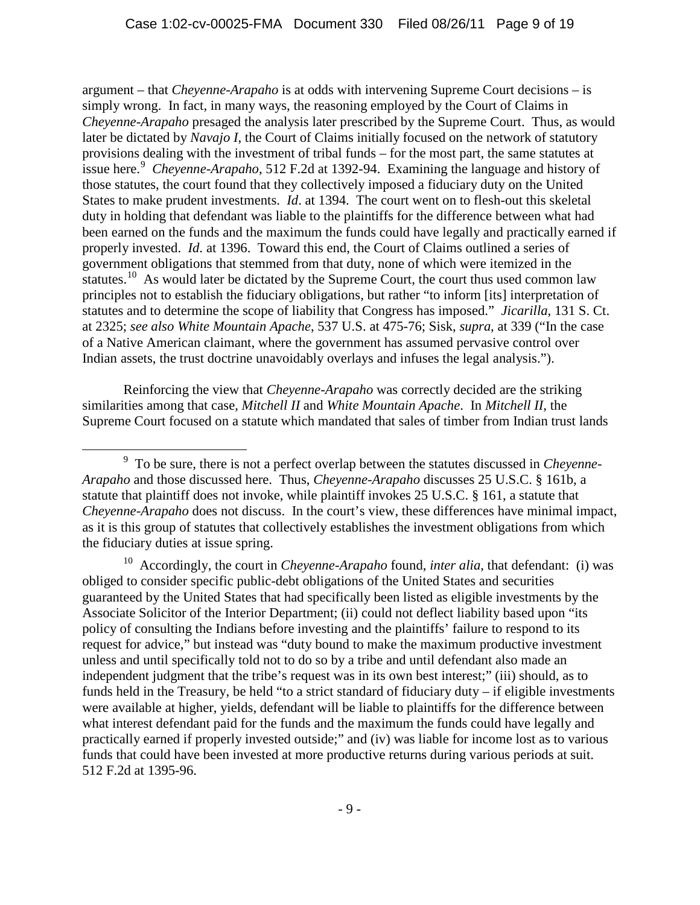argument – that *Cheyenne-Arapaho* is at odds with intervening Supreme Court decisions – is simply wrong. In fact, in many ways, the reasoning employed by the Court of Claims in *Cheyenne-Arapaho* presaged the analysis later prescribed by the Supreme Court. Thus, as would later be dictated by *Navajo I*, the Court of Claims initially focused on the network of statutory provisions dealing with the investment of tribal funds – for the most part, the same statutes at issue here.[9] *Cheyenne-Arapaho*, 512 F.2d at 1392-94. Examining the language and history of those statutes, the court found that they collectively imposed a fiduciary duty on the United States to make prudent investments. *Id*. at 1394. The court went on to flesh-out this skeletal duty in holding that defendant was liable to the plaintiffs for the difference between what had been earned on the funds and the maximum the funds could have legally and practically earned if properly invested. *Id*. at 1396. Toward this end, the Court of Claims outlined a series of government obligations that stemmed from that duty, none of which were itemized in the statutes.[10] As would later be dictated by the Supreme Court, the court thus used common law principles not to establish the fiduciary obligations, but rather "to inform [its] interpretation of statutes and to determine the scope of liability that Congress has imposed." *Jicarilla*, 131 S. Ct. at 2325; *see also White Mountain Apache*, 537 U.S. at 475-76; Sisk, *supra*, at 339 ("In the case of a Native American claimant, where the government has assumed pervasive control over Indian assets, the trust doctrine unavoidably overlays and infuses the legal analysis.").

Reinforcing the view that *Cheyenne-Arapaho* was correctly decided are the striking similarities among that case, *Mitchell II* and *White Mountain Apache*. In *Mitchell II*, the Supreme Court focused on a statute which mandated that sales of timber from Indian trust lands

---

[9] To be sure, there is not a perfect overlap between the statutes discussed in *Cheyenne-Arapaho* and those discussed here. Thus, *Cheyenne-Arapaho* discusses 25 U.S.C. § 161b, a statute that plaintiff does not invoke, while plaintiff invokes 25 U.S.C. § 161, a statute that *Cheyenne-Arapaho* does not discuss. In the court's view, these differences have minimal impact, as it is this group of statutes that collectively establishes the investment obligations from which the fiduciary duties at issue spring.

[10] Accordingly, the court in *Cheyenne-Arapaho* found, *inter alia*, that defendant: (i) was obliged to consider specific public-debt obligations of the United States and securities guaranteed by the United States that had specifically been listed as eligible investments by the Associate Solicitor of the Interior Department; (ii) could not deflect liability based upon "its policy of consulting the Indians before investing and the plaintiffs' failure to respond to its request for advice," but instead was "duty bound to make the maximum productive investment unless and until specifically told not to do so by a tribe and until defendant also made an independent judgment that the tribe's request was in its own best interest;" (iii) should, as to funds held in the Treasury, be held "to a strict standard of fiduciary duty – if eligible investments were available at higher, yields, defendant will be liable to plaintiffs for the difference between what interest defendant paid for the funds and the maximum the funds could have legally and practically earned if properly invested outside;" and (iv) was liable for income lost as to various funds that could have been invested at more productive returns during various periods at suit. 512 F.2d at 1395-96.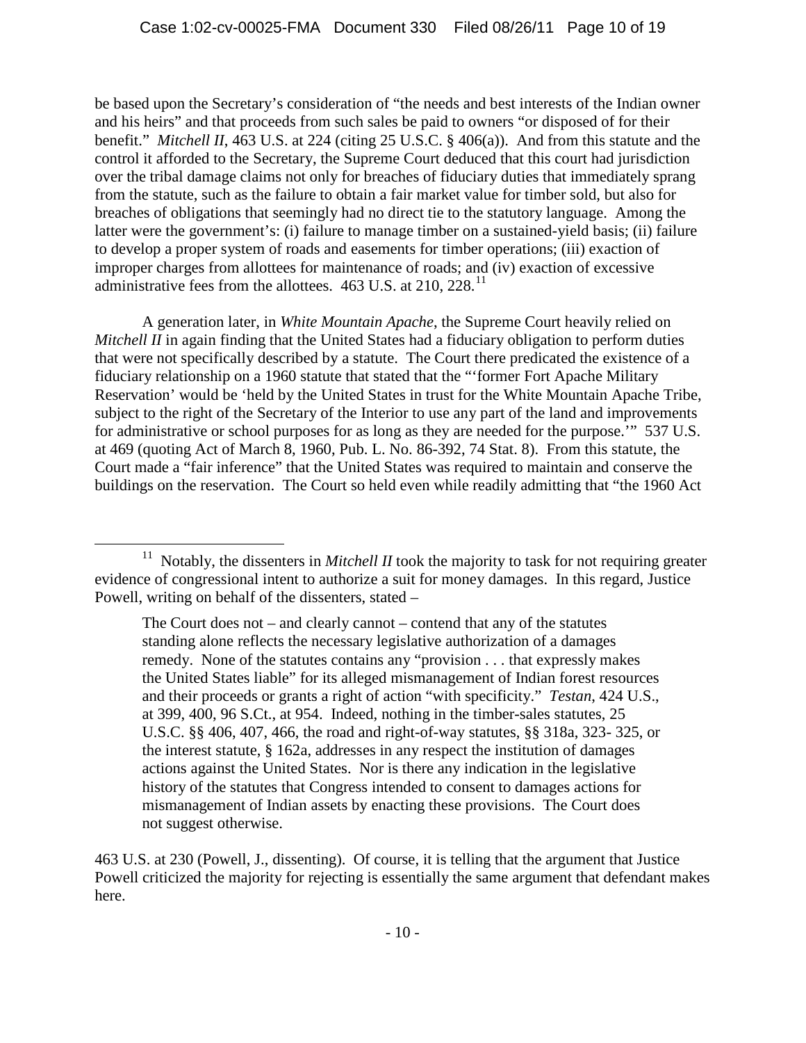be based upon the Secretary's consideration of "the needs and best interests of the Indian owner and his heirs" and that proceeds from such sales be paid to owners "or disposed of for their benefit." *Mitchell II*, 463 U.S. at 224 (citing 25 U.S.C. § 406(a)). And from this statute and the control it afforded to the Secretary, the Supreme Court deduced that this court had jurisdiction over the tribal damage claims not only for breaches of fiduciary duties that immediately sprang from the statute, such as the failure to obtain a fair market value for timber sold, but also for breaches of obligations that seemingly had no direct tie to the statutory language. Among the latter were the government's: (i) failure to manage timber on a sustained-yield basis; (ii) failure to develop a proper system of roads and easements for timber operations; (iii) exaction of improper charges from allottees for maintenance of roads; and (iv) exaction of excessive administrative fees from the allottees. 463 U.S. at 210, 228.[11]

A generation later, in *White Mountain Apache*, the Supreme Court heavily relied on *Mitchell II* in again finding that the United States had a fiduciary obligation to perform duties that were not specifically described by a statute. The Court there predicated the existence of a fiduciary relationship on a 1960 statute that stated that the "'former Fort Apache Military Reservation' would be 'held by the United States in trust for the White Mountain Apache Tribe, subject to the right of the Secretary of the Interior to use any part of the land and improvements for administrative or school purposes for as long as they are needed for the purpose.'" 537 U.S. at 469 (quoting Act of March 8, 1960, Pub. L. No. 86-392, 74 Stat. 8). From this statute, the Court made a "fair inference" that the United States was required to maintain and conserve the buildings on the reservation. The Court so held even while readily admitting that "the 1960 Act

---

[11] Notably, the dissenters in *Mitchell II* took the majority to task for not requiring greater evidence of congressional intent to authorize a suit for money damages. In this regard, Justice Powell, writing on behalf of the dissenters, stated –

> The Court does not – and clearly cannot – contend that any of the statutes standing alone reflects the necessary legislative authorization of a damages remedy. None of the statutes contains any "provision . . . that expressly makes the United States liable" for its alleged mismanagement of Indian forest resources and their proceeds or grants a right of action "with specificity." *Testan*, 424 U.S., at 399, 400, 96 S.Ct., at 954. Indeed, nothing in the timber-sales statutes, 25 U.S.C. §§ 406, 407, 466, the road and right-of-way statutes, §§ 318a, 323- 325, or the interest statute, § 162a, addresses in any respect the institution of damages actions against the United States. Nor is there any indication in the legislative history of the statutes that Congress intended to consent to damages actions for mismanagement of Indian assets by enacting these provisions. The Court does not suggest otherwise.

463 U.S. at 230 (Powell, J., dissenting). Of course, it is telling that the argument that Justice Powell criticized the majority for rejecting is essentially the same argument that defendant makes here.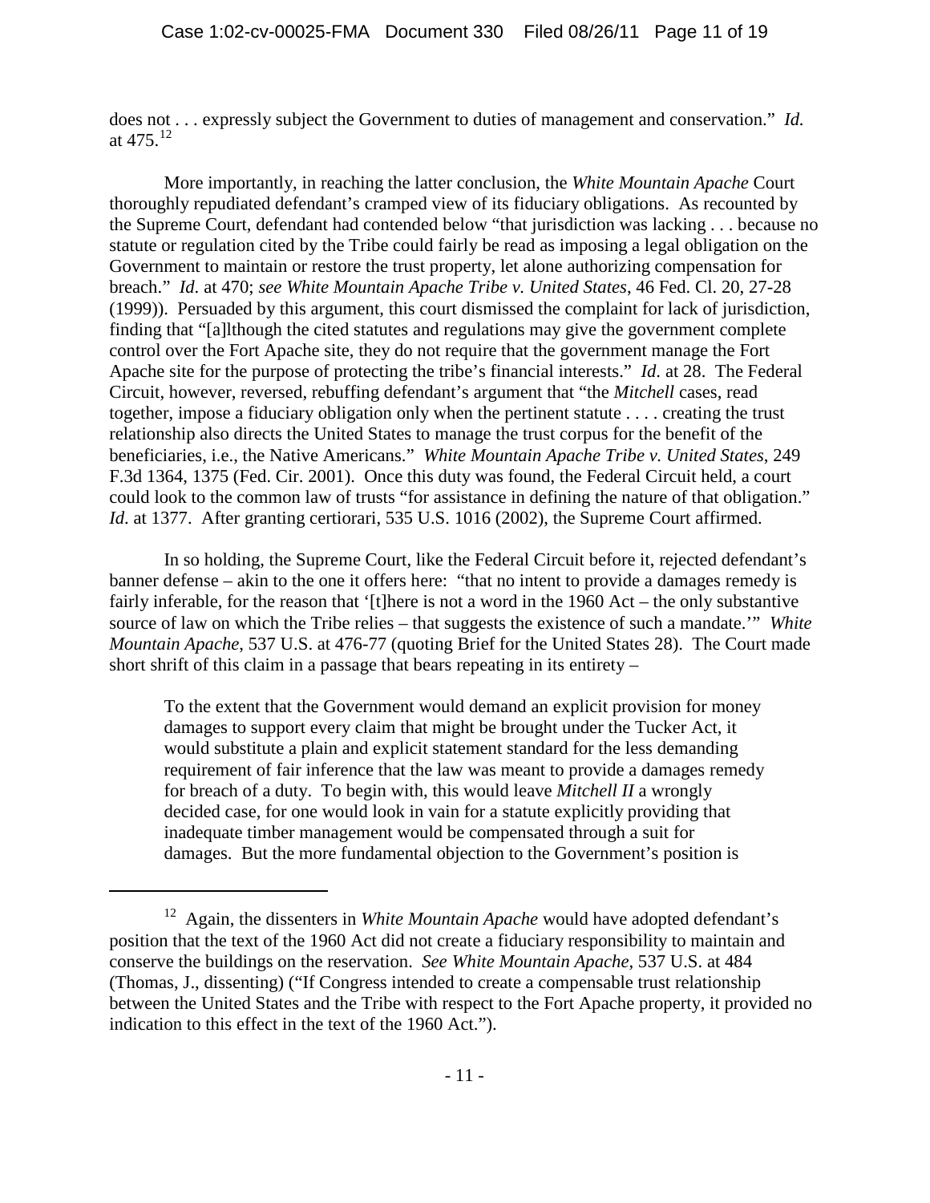does not . . . expressly subject the Government to duties of management and conservation." *Id.* at 475.[12]

More importantly, in reaching the latter conclusion, the *White Mountain Apache* Court thoroughly repudiated defendant's cramped view of its fiduciary obligations. As recounted by the Supreme Court, defendant had contended below "that jurisdiction was lacking . . . because no statute or regulation cited by the Tribe could fairly be read as imposing a legal obligation on the Government to maintain or restore the trust property, let alone authorizing compensation for breach." *Id*. at 470; *see White Mountain Apache Tribe v. United States*, 46 Fed. Cl. 20, 27-28 (1999)). Persuaded by this argument, this court dismissed the complaint for lack of jurisdiction, finding that "[a]lthough the cited statutes and regulations may give the government complete control over the Fort Apache site, they do not require that the government manage the Fort Apache site for the purpose of protecting the tribe's financial interests." *Id*. at 28. The Federal Circuit, however, reversed, rebuffing defendant's argument that "the *Mitchell* cases, read together, impose a fiduciary obligation only when the pertinent statute . . . . creating the trust relationship also directs the United States to manage the trust corpus for the benefit of the beneficiaries, i.e., the Native Americans." *White Mountain Apache Tribe v. United States*, 249 F.3d 1364, 1375 (Fed. Cir. 2001). Once this duty was found, the Federal Circuit held, a court could look to the common law of trusts "for assistance in defining the nature of that obligation." *Id*. at 1377. After granting certiorari, 535 U.S. 1016 (2002), the Supreme Court affirmed.

In so holding, the Supreme Court, like the Federal Circuit before it, rejected defendant's banner defense – akin to the one it offers here: "that no intent to provide a damages remedy is fairly inferable, for the reason that '[t]here is not a word in the 1960 Act – the only substantive source of law on which the Tribe relies – that suggests the existence of such a mandate.'" *White Mountain Apache*, 537 U.S. at 476-77 (quoting Brief for the United States 28). The Court made short shrift of this claim in a passage that bears repeating in its entirety –

> To the extent that the Government would demand an explicit provision for money damages to support every claim that might be brought under the Tucker Act, it would substitute a plain and explicit statement standard for the less demanding requirement of fair inference that the law was meant to provide a damages remedy for breach of a duty. To begin with, this would leave *Mitchell II* a wrongly decided case, for one would look in vain for a statute explicitly providing that inadequate timber management would be compensated through a suit for damages. But the more fundamental objection to the Government's position is

[12] Again, the dissenters in *White Mountain Apache* would have adopted defendant's position that the text of the 1960 Act did not create a fiduciary responsibility to maintain and conserve the buildings on the reservation. *See White Mountain Apache*, 537 U.S. at 484 (Thomas, J., dissenting) ("If Congress intended to create a compensable trust relationship between the United States and the Tribe with respect to the Fort Apache property, it provided no indication to this effect in the text of the 1960 Act.").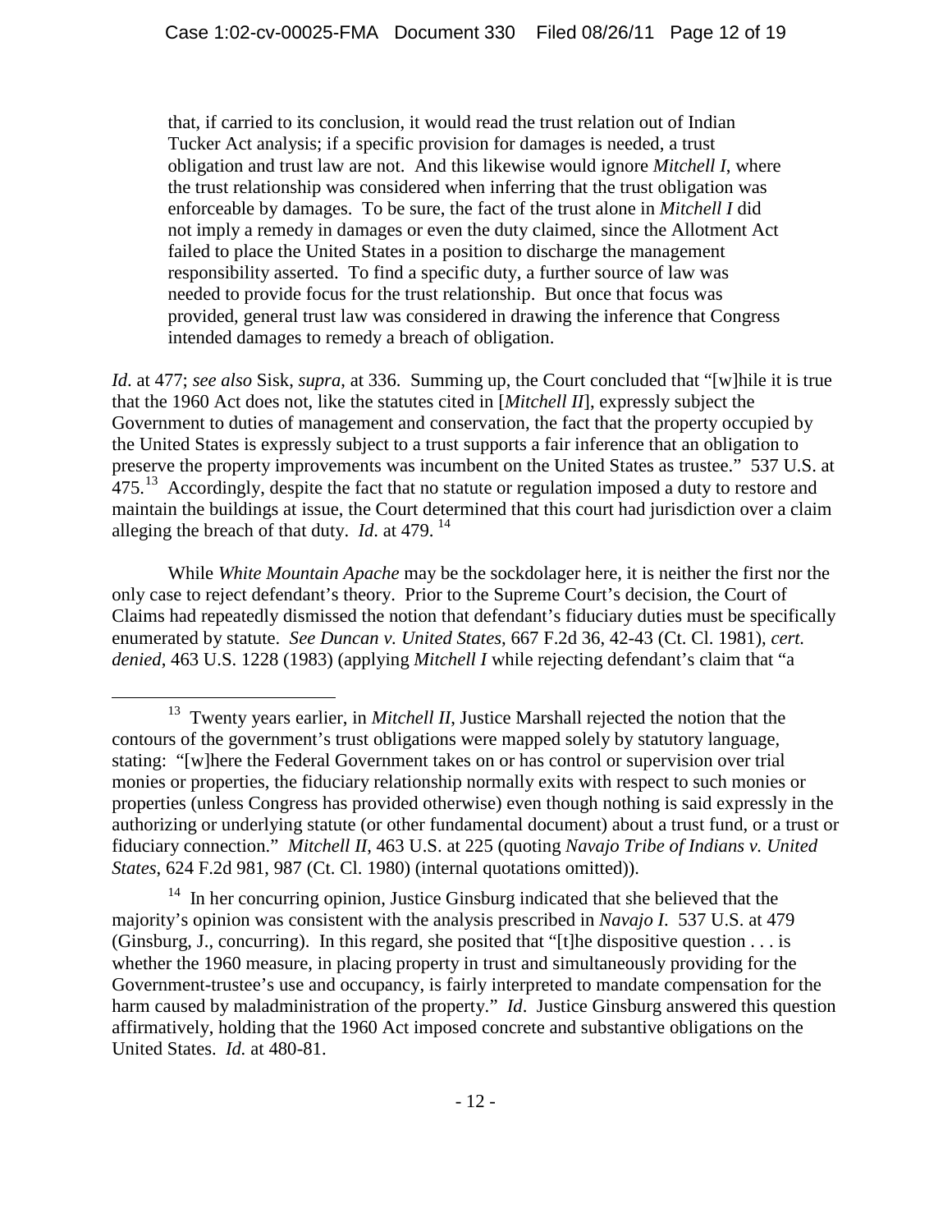> that, if carried to its conclusion, it would read the trust relation out of Indian Tucker Act analysis; if a specific provision for damages is needed, a trust obligation and trust law are not. And this likewise would ignore *Mitchell I*, where the trust relationship was considered when inferring that the trust obligation was enforceable by damages. To be sure, the fact of the trust alone in *Mitchell I* did not imply a remedy in damages or even the duty claimed, since the Allotment Act failed to place the United States in a position to discharge the management responsibility asserted. To find a specific duty, a further source of law was needed to provide focus for the trust relationship. But once that focus was provided, general trust law was considered in drawing the inference that Congress intended damages to remedy a breach of obligation.

*Id*. at 477; *see also* Sisk, *supra*, at 336. Summing up, the Court concluded that "[w]hile it is true that the 1960 Act does not, like the statutes cited in [*Mitchell II*], expressly subject the Government to duties of management and conservation, the fact that the property occupied by the United States is expressly subject to a trust supports a fair inference that an obligation to preserve the property improvements was incumbent on the United States as trustee." 537 U.S. at 475.[13] Accordingly, despite the fact that no statute or regulation imposed a duty to restore and maintain the buildings at issue, the Court determined that this court had jurisdiction over a claim alleging the breach of that duty. *Id*. at 479. [14]

While *White Mountain Apache* may be the sockdolager here, it is neither the first nor the only case to reject defendant's theory. Prior to the Supreme Court's decision, the Court of Claims had repeatedly dismissed the notion that defendant's fiduciary duties must be specifically enumerated by statute. *See Duncan v. United States*, 667 F.2d 36, 42-43 (Ct. Cl. 1981), *cert. denied*, 463 U.S. 1228 (1983) (applying *Mitchell I* while rejecting defendant's claim that "a

[13] Twenty years earlier, in *Mitchell II*, Justice Marshall rejected the notion that the contours of the government's trust obligations were mapped solely by statutory language, stating: "[w]here the Federal Government takes on or has control or supervision over trial monies or properties, the fiduciary relationship normally exits with respect to such monies or properties (unless Congress has provided otherwise) even though nothing is said expressly in the authorizing or underlying statute (or other fundamental document) about a trust fund, or a trust or fiduciary connection." *Mitchell II*, 463 U.S. at 225 (quoting *Navajo Tribe of Indians v. United States*, 624 F.2d 981, 987 (Ct. Cl. 1980) (internal quotations omitted)).

[14] In her concurring opinion, Justice Ginsburg indicated that she believed that the majority's opinion was consistent with the analysis prescribed in *Navajo I*. 537 U.S. at 479 (Ginsburg, J., concurring). In this regard, she posited that "[t]he dispositive question . . . is whether the 1960 measure, in placing property in trust and simultaneously providing for the Government-trustee's use and occupancy, is fairly interpreted to mandate compensation for the harm caused by maladministration of the property." *Id*. Justice Ginsburg answered this question affirmatively, holding that the 1960 Act imposed concrete and substantive obligations on the United States. *Id.* at 480-81.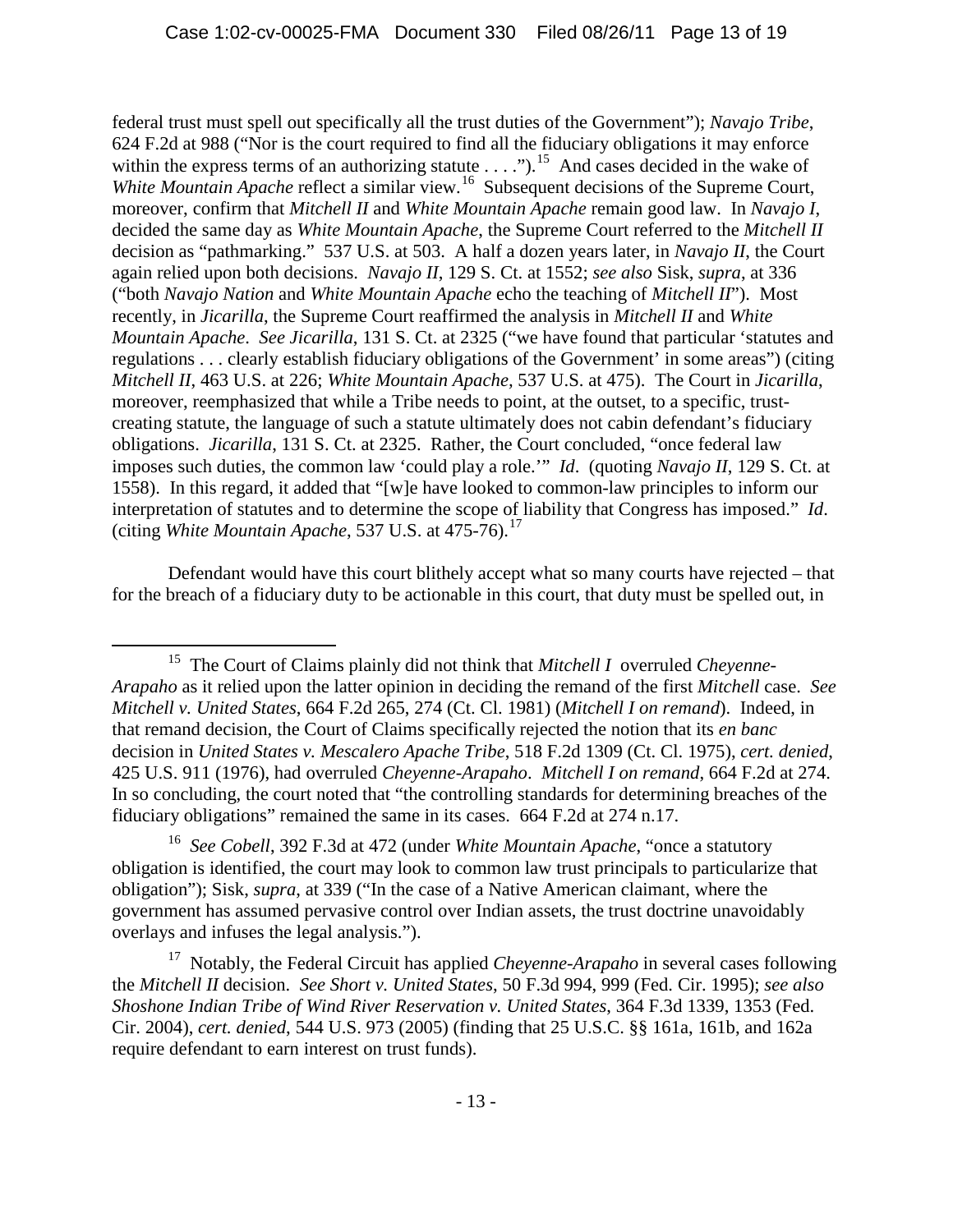federal trust must spell out specifically all the trust duties of the Government"); *Navajo Tribe*, 624 F.2d at 988 ("Nor is the court required to find all the fiduciary obligations it may enforce within the express terms of an authorizing statute . . . .").[15] And cases decided in the wake of *White Mountain Apache* reflect a similar view.[16] Subsequent decisions of the Supreme Court, moreover, confirm that *Mitchell II* and *White Mountain Apache* remain good law. In *Navajo I*, decided the same day as *White Mountain Apache*, the Supreme Court referred to the *Mitchell II* decision as "pathmarking." 537 U.S. at 503. A half a dozen years later, in *Navajo II*, the Court again relied upon both decisions. *Navajo II*, 129 S. Ct. at 1552; *see also* Sisk, *supra*, at 336 ("both *Navajo Nation* and *White Mountain Apache* echo the teaching of *Mitchell II*"). Most recently, in *Jicarilla*, the Supreme Court reaffirmed the analysis in *Mitchell II* and *White Mountain Apache*. *See Jicarilla*, 131 S. Ct. at 2325 ("we have found that particular 'statutes and regulations . . . clearly establish fiduciary obligations of the Government' in some areas") (citing *Mitchell II*, 463 U.S. at 226; *White Mountain Apache*, 537 U.S. at 475). The Court in *Jicarilla*, moreover, reemphasized that while a Tribe needs to point, at the outset, to a specific, trust-creating statute, the language of such a statute ultimately does not cabin defendant's fiduciary obligations. *Jicarilla*, 131 S. Ct. at 2325. Rather, the Court concluded, "once federal law imposes such duties, the common law 'could play a role.'" *Id*. (quoting *Navajo II*, 129 S. Ct. at 1558). In this regard, it added that "[w]e have looked to common-law principles to inform our interpretation of statutes and to determine the scope of liability that Congress has imposed." *Id*. (citing *White Mountain Apache*, 537 U.S. at 475-76).[17]

Defendant would have this court blithely accept what so many courts have rejected – that for the breach of a fiduciary duty to be actionable in this court, that duty must be spelled out, in

[15] The Court of Claims plainly did not think that *Mitchell I* overruled *Cheyenne-Arapaho* as it relied upon the latter opinion in deciding the remand of the first *Mitchell* case. *See Mitchell v. United States*, 664 F.2d 265, 274 (Ct. Cl. 1981) (*Mitchell I on remand*). Indeed, in that remand decision, the Court of Claims specifically rejected the notion that its *en banc* decision in *United States v. Mescalero Apache Tribe*, 518 F.2d 1309 (Ct. Cl. 1975), *cert. denied*, 425 U.S. 911 (1976), had overruled *Cheyenne-Arapaho*. *Mitchell I on remand*, 664 F.2d at 274. In so concluding, the court noted that "the controlling standards for determining breaches of the fiduciary obligations" remained the same in its cases. 664 F.2d at 274 n.17.

[16] *See Cobell*, 392 F.3d at 472 (under *White Mountain Apache*, "once a statutory obligation is identified, the court may look to common law trust principals to particularize that obligation"); Sisk, *supra*, at 339 ("In the case of a Native American claimant, where the government has assumed pervasive control over Indian assets, the trust doctrine unavoidably overlays and infuses the legal analysis.").

[17] Notably, the Federal Circuit has applied *Cheyenne-Arapaho* in several cases following the *Mitchell II* decision. *See Short v. United States*, 50 F.3d 994, 999 (Fed. Cir. 1995); *see also Shoshone Indian Tribe of Wind River Reservation v. United States*, 364 F.3d 1339, 1353 (Fed. Cir. 2004), *cert. denied*, 544 U.S. 973 (2005) (finding that 25 U.S.C. §§ 161a, 161b, and 162a require defendant to earn interest on trust funds).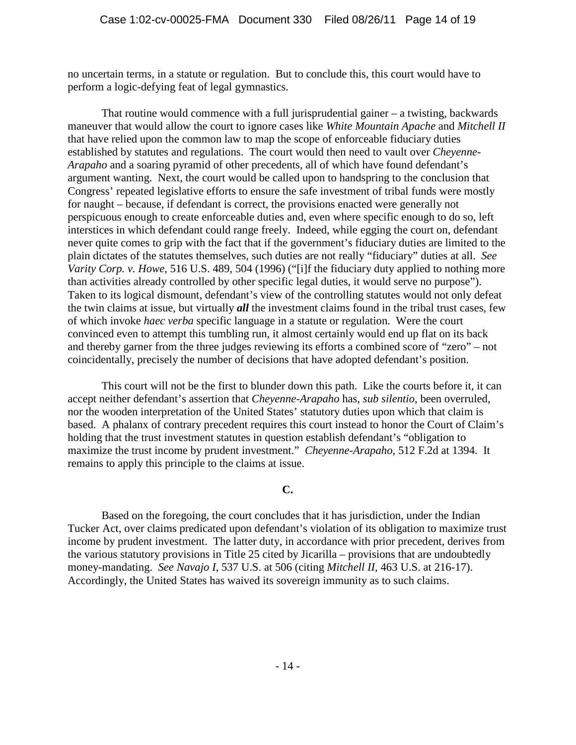no uncertain terms, in a statute or regulation. But to conclude this, this court would have to perform a logic-defying feat of legal gymnastics.

That routine would commence with a full jurisprudential gainer – a twisting, backwards maneuver that would allow the court to ignore cases like *White Mountain Apache* and *Mitchell II* that have relied upon the common law to map the scope of enforceable fiduciary duties established by statutes and regulations. The court would then need to vault over *Cheyenne-Arapaho* and a soaring pyramid of other precedents, all of which have found defendant's argument wanting. Next, the court would be called upon to handspring to the conclusion that Congress' repeated legislative efforts to ensure the safe investment of tribal funds were mostly for naught – because, if defendant is correct, the provisions enacted were generally not perspicuous enough to create enforceable duties and, even where specific enough to do so, left interstices in which defendant could range freely. Indeed, while egging the court on, defendant never quite comes to grip with the fact that if the government's fiduciary duties are limited to the plain dictates of the statutes themselves, such duties are not really "fiduciary" duties at all. *See Varity Corp. v. Howe*, 516 U.S. 489, 504 (1996) ("[i]f the fiduciary duty applied to nothing more than activities already controlled by other specific legal duties, it would serve no purpose"). Taken to its logical dismount, defendant's view of the controlling statutes would not only defeat the twin claims at issue, but virtually ***all*** the investment claims found in the tribal trust cases, few of which invoke *haec verba* specific language in a statute or regulation. Were the court convinced even to attempt this tumbling run, it almost certainly would end up flat on its back and thereby garner from the three judges reviewing its efforts a combined score of "zero" – not coincidentally, precisely the number of decisions that have adopted defendant's position.

This court will not be the first to blunder down this path. Like the courts before it, it can accept neither defendant's assertion that *Cheyenne-Arapaho* has, *sub silentio*, been overruled, nor the wooden interpretation of the United States' statutory duties upon which that claim is based. A phalanx of contrary precedent requires this court instead to honor the Court of Claim's holding that the trust investment statutes in question establish defendant's "obligation to maximize the trust income by prudent investment." *Cheyenne-Arapaho*, 512 F.2d at 1394. It remains to apply this principle to the claims at issue.

**C.**

Based on the foregoing, the court concludes that it has jurisdiction, under the Indian Tucker Act, over claims predicated upon defendant's violation of its obligation to maximize trust income by prudent investment. The latter duty, in accordance with prior precedent, derives from the various statutory provisions in Title 25 cited by Jicarilla – provisions that are undoubtedly money-mandating. *See Navajo I*, 537 U.S. at 506 (citing *Mitchell II*, 463 U.S. at 216-17). Accordingly, the United States has waived its sovereign immunity as to such claims.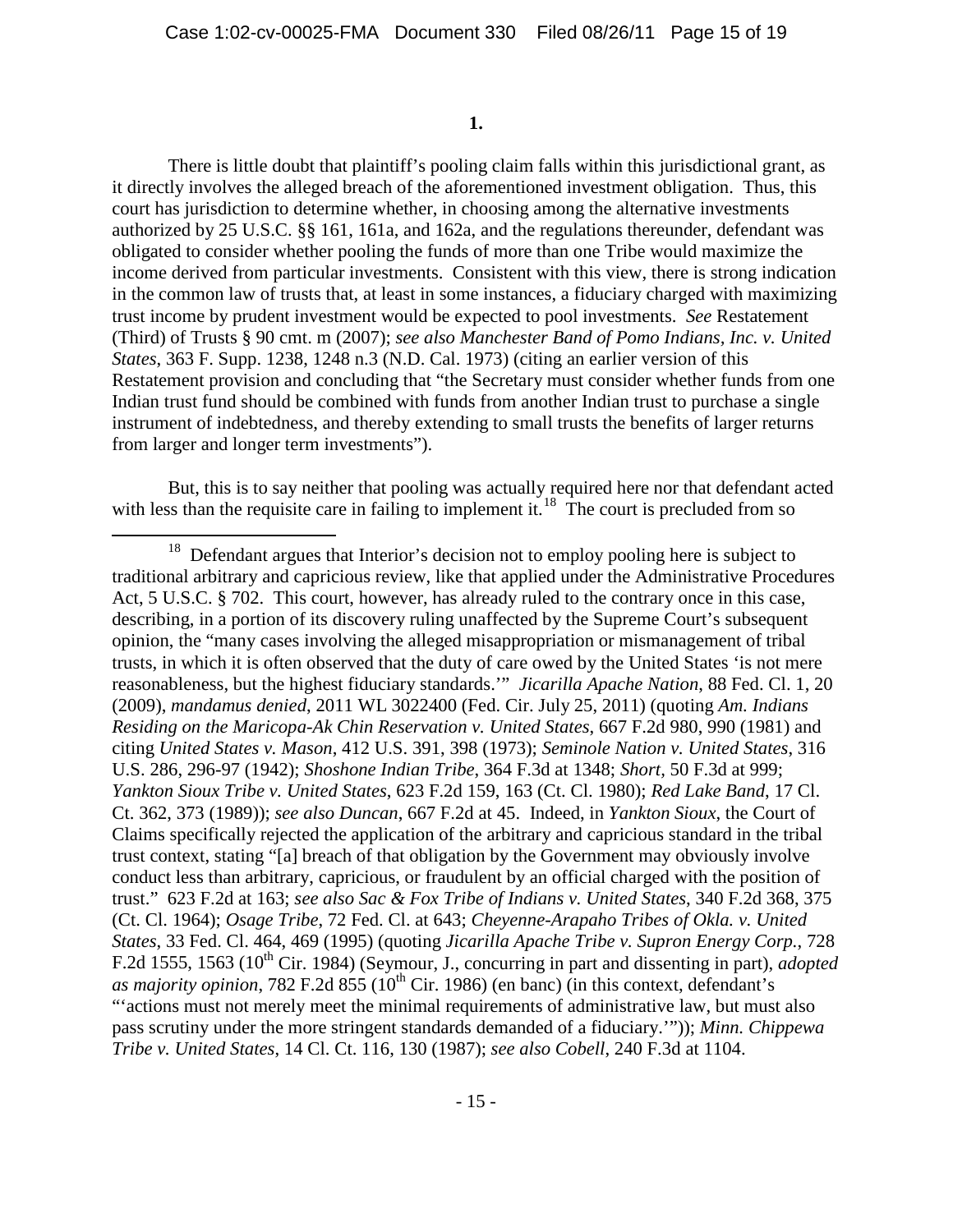**1.**

There is little doubt that plaintiff's pooling claim falls within this jurisdictional grant, as it directly involves the alleged breach of the aforementioned investment obligation. Thus, this court has jurisdiction to determine whether, in choosing among the alternative investments authorized by 25 U.S.C. §§ 161, 161a, and 162a, and the regulations thereunder, defendant was obligated to consider whether pooling the funds of more than one Tribe would maximize the income derived from particular investments. Consistent with this view, there is strong indication in the common law of trusts that, at least in some instances, a fiduciary charged with maximizing trust income by prudent investment would be expected to pool investments. *See* Restatement (Third) of Trusts § 90 cmt. m (2007); *see also Manchester Band of Pomo Indians, Inc. v. United States*, 363 F. Supp. 1238, 1248 n.3 (N.D. Cal. 1973) (citing an earlier version of this Restatement provision and concluding that "the Secretary must consider whether funds from one Indian trust fund should be combined with funds from another Indian trust to purchase a single instrument of indebtedness, and thereby extending to small trusts the benefits of larger returns from larger and longer term investments").

But, this is to say neither that pooling was actually required here nor that defendant acted with less than the requisite care in failing to implement it.[18] The court is precluded from so

[18] Defendant argues that Interior's decision not to employ pooling here is subject to traditional arbitrary and capricious review, like that applied under the Administrative Procedures Act, 5 U.S.C. § 702. This court, however, has already ruled to the contrary once in this case, describing, in a portion of its discovery ruling unaffected by the Supreme Court's subsequent opinion, the "many cases involving the alleged misappropriation or mismanagement of tribal trusts, in which it is often observed that the duty of care owed by the United States 'is not mere reasonableness, but the highest fiduciary standards.'" *Jicarilla Apache Nation*, 88 Fed. Cl. 1, 20 (2009), *mandamus denied*, 2011 WL 3022400 (Fed. Cir. July 25, 2011) (quoting *Am. Indians Residing on the Maricopa-Ak Chin Reservation v. United States*, 667 F.2d 980, 990 (1981) and citing *United States v. Mason*, 412 U.S. 391, 398 (1973); *Seminole Nation v. United States*, 316 U.S. 286, 296-97 (1942); *Shoshone Indian Tribe*, 364 F.3d at 1348; *Short*, 50 F.3d at 999; *Yankton Sioux Tribe v. United States*, 623 F.2d 159, 163 (Ct. Cl. 1980); *Red Lake Band*, 17 Cl. Ct. 362, 373 (1989)); *see also Duncan*, 667 F.2d at 45. Indeed, in *Yankton Sioux*, the Court of Claims specifically rejected the application of the arbitrary and capricious standard in the tribal trust context, stating "[a] breach of that obligation by the Government may obviously involve conduct less than arbitrary, capricious, or fraudulent by an official charged with the position of trust." 623 F.2d at 163; *see also Sac & Fox Tribe of Indians v. United States*, 340 F.2d 368, 375 (Ct. Cl. 1964); *Osage Tribe*, 72 Fed. Cl. at 643; *Cheyenne-Arapaho Tribes of Okla. v. United States*, 33 Fed. Cl. 464, 469 (1995) (quoting *Jicarilla Apache Tribe v. Supron Energy Corp.*, 728 F.2d 1555, 1563 (10th Cir. 1984) (Seymour, J., concurring in part and dissenting in part), *adopted as majority opinion*, 782 F.2d 855 (10th Cir. 1986) (en banc) (in this context, defendant's "'actions must not merely meet the minimal requirements of administrative law, but must also pass scrutiny under the more stringent standards demanded of a fiduciary.'")); *Minn. Chippewa Tribe v. United States*, 14 Cl. Ct. 116, 130 (1987); *see also Cobell*, 240 F.3d at 1104.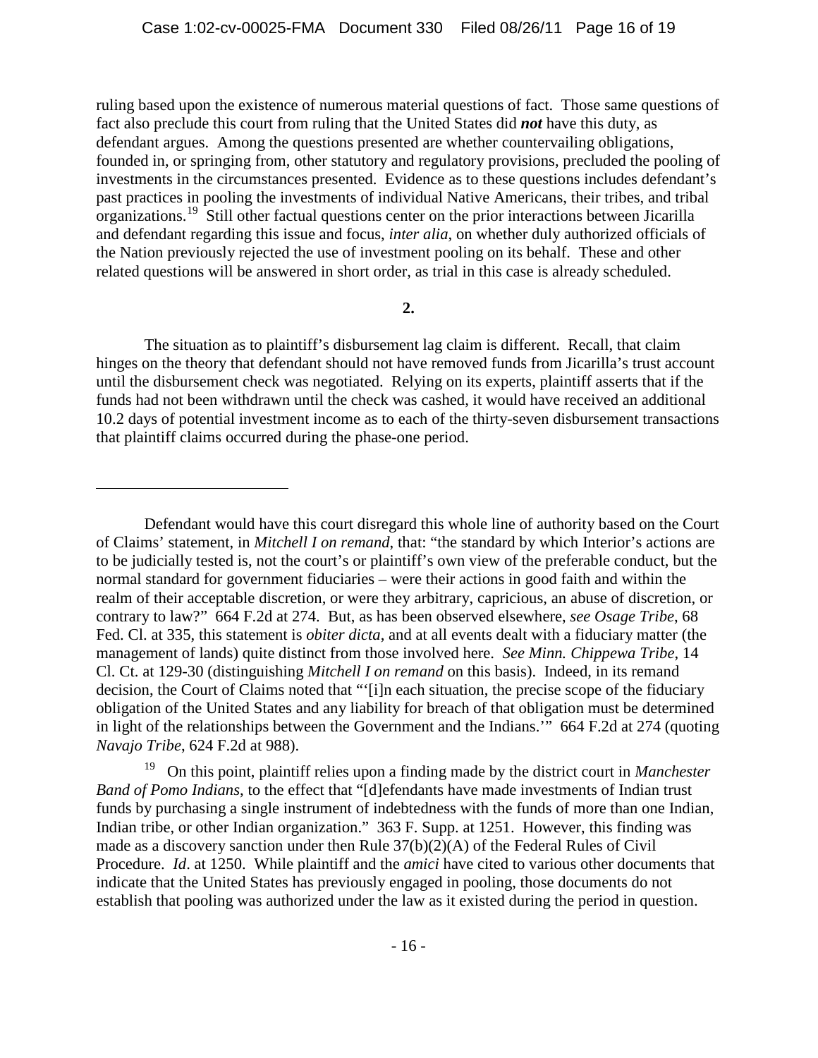ruling based upon the existence of numerous material questions of fact. Those same questions of fact also preclude this court from ruling that the United States did ***not*** have this duty, as defendant argues. Among the questions presented are whether countervailing obligations, founded in, or springing from, other statutory and regulatory provisions, precluded the pooling of investments in the circumstances presented. Evidence as to these questions includes defendant's past practices in pooling the investments of individual Native Americans, their tribes, and tribal organizations.[19] Still other factual questions center on the prior interactions between Jicarilla and defendant regarding this issue and focus, *inter alia*, on whether duly authorized officials of the Nation previously rejected the use of investment pooling on its behalf. These and other related questions will be answered in short order, as trial in this case is already scheduled.

**2.**

The situation as to plaintiff's disbursement lag claim is different. Recall, that claim hinges on the theory that defendant should not have removed funds from Jicarilla's trust account until the disbursement check was negotiated. Relying on its experts, plaintiff asserts that if the funds had not been withdrawn until the check was cashed, it would have received an additional 10.2 days of potential investment income as to each of the thirty-seven disbursement transactions that plaintiff claims occurred during the phase-one period.

---

Defendant would have this court disregard this whole line of authority based on the Court of Claims' statement, in *Mitchell I on remand*, that: "the standard by which Interior's actions are to be judicially tested is, not the court's or plaintiff's own view of the preferable conduct, but the normal standard for government fiduciaries – were their actions in good faith and within the realm of their acceptable discretion, or were they arbitrary, capricious, an abuse of discretion, or contrary to law?" 664 F.2d at 274. But, as has been observed elsewhere, *see Osage Tribe*, 68 Fed. Cl. at 335, this statement is *obiter dicta*, and at all events dealt with a fiduciary matter (the management of lands) quite distinct from those involved here. *See Minn. Chippewa Tribe*, 14 Cl. Ct. at 129-30 (distinguishing *Mitchell I on remand* on this basis). Indeed, in its remand decision, the Court of Claims noted that "'[i]n each situation, the precise scope of the fiduciary obligation of the United States and any liability for breach of that obligation must be determined in light of the relationships between the Government and the Indians.'" 664 F.2d at 274 (quoting *Navajo Tribe*, 624 F.2d at 988).

[19] On this point, plaintiff relies upon a finding made by the district court in *Manchester Band of Pomo Indians*, to the effect that "[d]efendants have made investments of Indian trust funds by purchasing a single instrument of indebtedness with the funds of more than one Indian, Indian tribe, or other Indian organization." 363 F. Supp. at 1251. However, this finding was made as a discovery sanction under then Rule 37(b)(2)(A) of the Federal Rules of Civil Procedure. *Id*. at 1250. While plaintiff and the *amici* have cited to various other documents that indicate that the United States has previously engaged in pooling, those documents do not establish that pooling was authorized under the law as it existed during the period in question.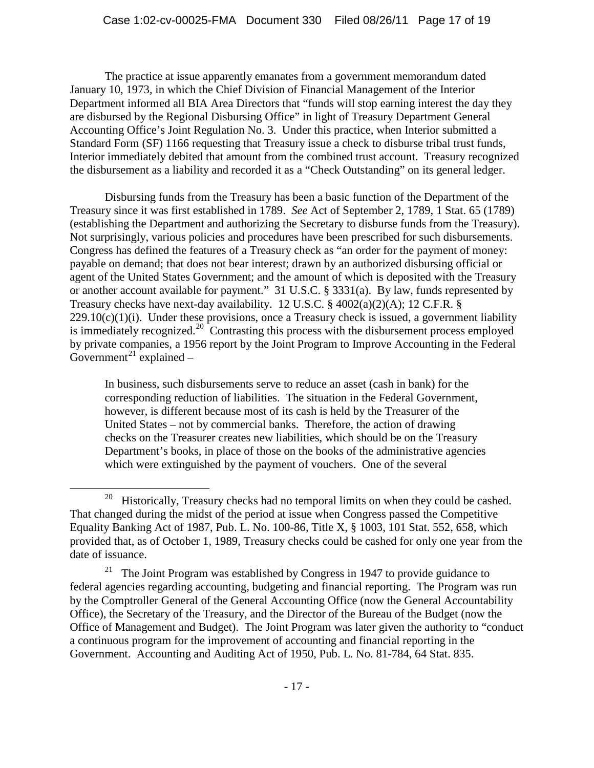The practice at issue apparently emanates from a government memorandum dated January 10, 1973, in which the Chief Division of Financial Management of the Interior Department informed all BIA Area Directors that "funds will stop earning interest the day they are disbursed by the Regional Disbursing Office" in light of Treasury Department General Accounting Office's Joint Regulation No. 3. Under this practice, when Interior submitted a Standard Form (SF) 1166 requesting that Treasury issue a check to disburse tribal trust funds, Interior immediately debited that amount from the combined trust account. Treasury recognized the disbursement as a liability and recorded it as a "Check Outstanding" on its general ledger.

Disbursing funds from the Treasury has been a basic function of the Department of the Treasury since it was first established in 1789. *See* Act of September 2, 1789, 1 Stat. 65 (1789) (establishing the Department and authorizing the Secretary to disburse funds from the Treasury). Not surprisingly, various policies and procedures have been prescribed for such disbursements. Congress has defined the features of a Treasury check as "an order for the payment of money: payable on demand; that does not bear interest; drawn by an authorized disbursing official or agent of the United States Government; and the amount of which is deposited with the Treasury or another account available for payment." 31 U.S.C. § 3331(a). By law, funds represented by Treasury checks have next-day availability. 12 U.S.C. § 4002(a)(2)(A); 12 C.F.R. § 229.10(c)(1)(i). Under these provisions, once a Treasury check is issued, a government liability is immediately recognized.[20] Contrasting this process with the disbursement process employed by private companies, a 1956 report by the Joint Program to Improve Accounting in the Federal Government[21] explained –

> In business, such disbursements serve to reduce an asset (cash in bank) for the corresponding reduction of liabilities. The situation in the Federal Government, however, is different because most of its cash is held by the Treasurer of the United States – not by commercial banks. Therefore, the action of drawing checks on the Treasurer creates new liabilities, which should be on the Treasury Department's books, in place of those on the books of the administrative agencies which were extinguished by the payment of vouchers. One of the several

---

[20] Historically, Treasury checks had no temporal limits on when they could be cashed. That changed during the midst of the period at issue when Congress passed the Competitive Equality Banking Act of 1987, Pub. L. No. 100-86, Title X, § 1003, 101 Stat. 552, 658, which provided that, as of October 1, 1989, Treasury checks could be cashed for only one year from the date of issuance.

[21] The Joint Program was established by Congress in 1947 to provide guidance to federal agencies regarding accounting, budgeting and financial reporting. The Program was run by the Comptroller General of the General Accounting Office (now the General Accountability Office), the Secretary of the Treasury, and the Director of the Bureau of the Budget (now the Office of Management and Budget). The Joint Program was later given the authority to "conduct a continuous program for the improvement of accounting and financial reporting in the Government. Accounting and Auditing Act of 1950, Pub. L. No. 81-784, 64 Stat. 835.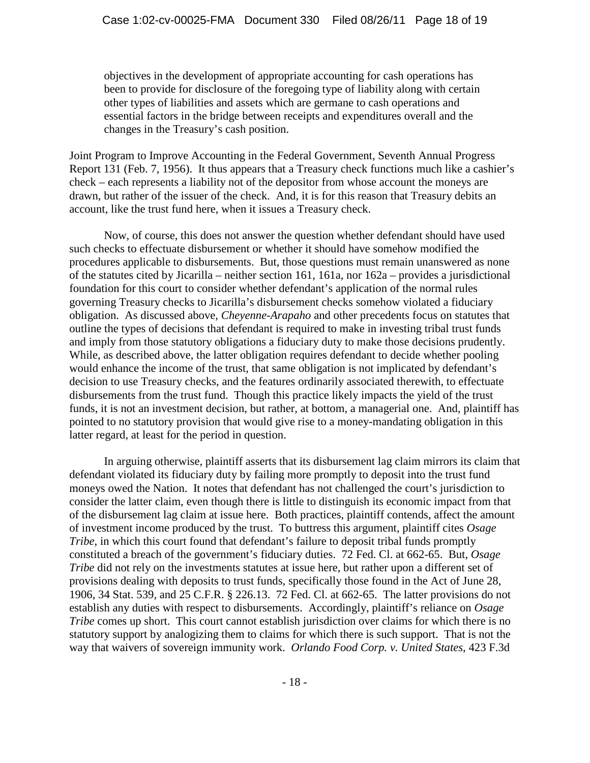> objectives in the development of appropriate accounting for cash operations has been to provide for disclosure of the foregoing type of liability along with certain other types of liabilities and assets which are germane to cash operations and essential factors in the bridge between receipts and expenditures overall and the changes in the Treasury's cash position.

Joint Program to Improve Accounting in the Federal Government, Seventh Annual Progress Report 131 (Feb. 7, 1956). It thus appears that a Treasury check functions much like a cashier's check – each represents a liability not of the depositor from whose account the moneys are drawn, but rather of the issuer of the check. And, it is for this reason that Treasury debits an account, like the trust fund here, when it issues a Treasury check.

Now, of course, this does not answer the question whether defendant should have used such checks to effectuate disbursement or whether it should have somehow modified the procedures applicable to disbursements. But, those questions must remain unanswered as none of the statutes cited by Jicarilla – neither section 161, 161a, nor 162a – provides a jurisdictional foundation for this court to consider whether defendant's application of the normal rules governing Treasury checks to Jicarilla's disbursement checks somehow violated a fiduciary obligation. As discussed above, *Cheyenne-Arapaho* and other precedents focus on statutes that outline the types of decisions that defendant is required to make in investing tribal trust funds and imply from those statutory obligations a fiduciary duty to make those decisions prudently. While, as described above, the latter obligation requires defendant to decide whether pooling would enhance the income of the trust, that same obligation is not implicated by defendant's decision to use Treasury checks, and the features ordinarily associated therewith, to effectuate disbursements from the trust fund. Though this practice likely impacts the yield of the trust funds, it is not an investment decision, but rather, at bottom, a managerial one. And, plaintiff has pointed to no statutory provision that would give rise to a money-mandating obligation in this latter regard, at least for the period in question.

In arguing otherwise, plaintiff asserts that its disbursement lag claim mirrors its claim that defendant violated its fiduciary duty by failing more promptly to deposit into the trust fund moneys owed the Nation. It notes that defendant has not challenged the court's jurisdiction to consider the latter claim, even though there is little to distinguish its economic impact from that of the disbursement lag claim at issue here. Both practices, plaintiff contends, affect the amount of investment income produced by the trust. To buttress this argument, plaintiff cites *Osage Tribe*, in which this court found that defendant's failure to deposit tribal funds promptly constituted a breach of the government's fiduciary duties. 72 Fed. Cl. at 662-65. But, *Osage Tribe* did not rely on the investments statutes at issue here, but rather upon a different set of provisions dealing with deposits to trust funds, specifically those found in the Act of June 28, 1906, 34 Stat. 539, and 25 C.F.R. § 226.13. 72 Fed. Cl. at 662-65. The latter provisions do not establish any duties with respect to disbursements. Accordingly, plaintiff's reliance on *Osage Tribe* comes up short. This court cannot establish jurisdiction over claims for which there is no statutory support by analogizing them to claims for which there is such support. That is not the way that waivers of sovereign immunity work. *Orlando Food Corp. v. United States*, 423 F.3d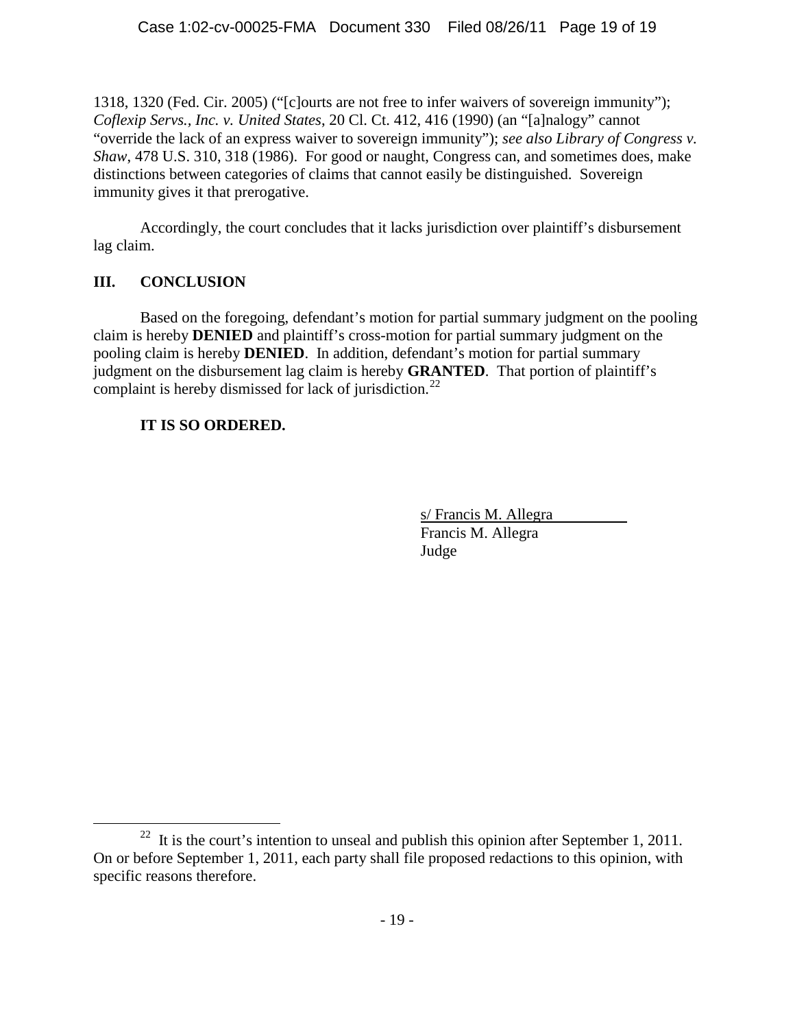1318, 1320 (Fed. Cir. 2005) ("[c]ourts are not free to infer waivers of sovereign immunity"); *Coflexip Servs., Inc. v. United States*, 20 Cl. Ct. 412, 416 (1990) (an "[a]nalogy" cannot "override the lack of an express waiver to sovereign immunity"); *see also Library of Congress v. Shaw*, 478 U.S. 310, 318 (1986). For good or naught, Congress can, and sometimes does, make distinctions between categories of claims that cannot easily be distinguished. Sovereign immunity gives it that prerogative.

Accordingly, the court concludes that it lacks jurisdiction over plaintiff's disbursement lag claim.

## III. CONCLUSION

Based on the foregoing, defendant's motion for partial summary judgment on the pooling claim is hereby **DENIED** and plaintiff's cross-motion for partial summary judgment on the pooling claim is hereby **DENIED**. In addition, defendant's motion for partial summary judgment on the disbursement lag claim is hereby **GRANTED**. That portion of plaintiff's complaint is hereby dismissed for lack of jurisdiction.[22]

**IT IS SO ORDERED.**

s/ Francis M. Allegra
Francis M. Allegra
Judge

[22] It is the court's intention to unseal and publish this opinion after September 1, 2011. On or before September 1, 2011, each party shall file proposed redactions to this opinion, with specific reasons therefore.